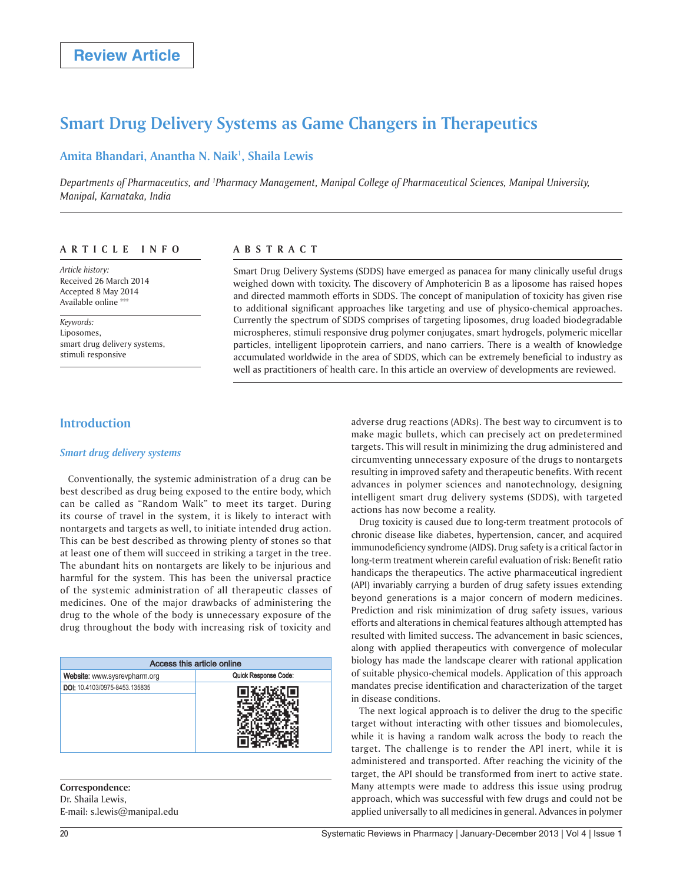# Review Article

# Smart Drug Delivery Systems as Game Changers in Therapeutics

**Amita Bhandari, Anantha N. Naik[1], Shaila Lewis**

*Departments of Pharmaceutics, and [1]Pharmacy Management, Manipal College of Pharmaceutical Sciences, Manipal University, Manipal, Karnataka, India*

**ARTICLE INFO**

*Article history:*
Received 26 March 2014
Accepted 8 May 2014
Available online ***

*Keywords:*
Liposomes,
smart drug delivery systems,
stimuli responsive

**ABSTRACT**

Smart Drug Delivery Systems (SDDS) have emerged as panacea for many clinically useful drugs weighed down with toxicity. The discovery of Amphotericin B as a liposome has raised hopes and directed mammoth efforts in SDDS. The concept of manipulation of toxicity has given rise to additional significant approaches like targeting and use of physico-chemical approaches. Currently the spectrum of SDDS comprises of targeting liposomes, drug loaded biodegradable microspheres, stimuli responsive drug polymer conjugates, smart hydrogels, polymeric micellar particles, intelligent lipoprotein carriers, and nano carriers. There is a wealth of knowledge accumulated worldwide in the area of SDDS, which can be extremely beneficial to industry as well as practitioners of health care. In this article an overview of developments are reviewed.

## Introduction

### *Smart drug delivery systems*

Conventionally, the systemic administration of a drug can be best described as drug being exposed to the entire body, which can be called as "Random Walk" to meet its target. During its course of travel in the system, it is likely to interact with nontargets and targets as well, to initiate intended drug action. This can be best described as throwing plenty of stones so that at least one of them will succeed in striking a target in the tree. The abundant hits on nontargets are likely to be injurious and harmful for the system. This has been the universal practice of the systemic administration of all therapeutic classes of medicines. One of the major drawbacks of administering the drug to the whole of the body is unnecessary exposure of the drug throughout the body with increasing risk of toxicity and adverse drug reactions (ADRs). The best way to circumvent is to make magic bullets, which can precisely act on predetermined targets. This will result in minimizing the drug administered and circumventing unnecessary exposure of the drugs to nontargets resulting in improved safety and therapeutic benefits. With recent advances in polymer sciences and nanotechnology, designing intelligent smart drug delivery systems (SDDS), with targeted actions has now become a reality.

Drug toxicity is caused due to long-term treatment protocols of chronic disease like diabetes, hypertension, cancer, and acquired immunodeficiency syndrome (AIDS). Drug safety is a critical factor in long-term treatment wherein careful evaluation of risk: Benefit ratio handicaps the therapeutics. The active pharmaceutical ingredient (API) invariably carrying a burden of drug safety issues extending beyond generations is a major concern of modern medicines. Prediction and risk minimization of drug safety issues, various efforts and alterations in chemical features although attempted has resulted with limited success. The advancement in basic sciences, along with applied therapeutics with convergence of molecular biology has made the landscape clearer with rational application of suitable physico-chemical models. Application of this approach mandates precise identification and characterization of the target in disease conditions.

The next logical approach is to deliver the drug to the specific target without interacting with other tissues and biomolecules, while it is having a random walk across the body to reach the target. The challenge is to render the API inert, while it is administered and transported. After reaching the vicinity of the target, the API should be transformed from inert to active state. Many attempts were made to address this issue using prodrug approach, which was successful with few drugs and could not be applied universally to all medicines in general. Advances in polymer

| Access this article online | |
|---|---|
| Website: www.sysrevpharm.org | Quick Response Code: |
| DOI: 10.4103/0975-8453.135835 | |

**Correspondence:**
Dr. Shaila Lewis,
E-mail: s.lewis@manipal.edu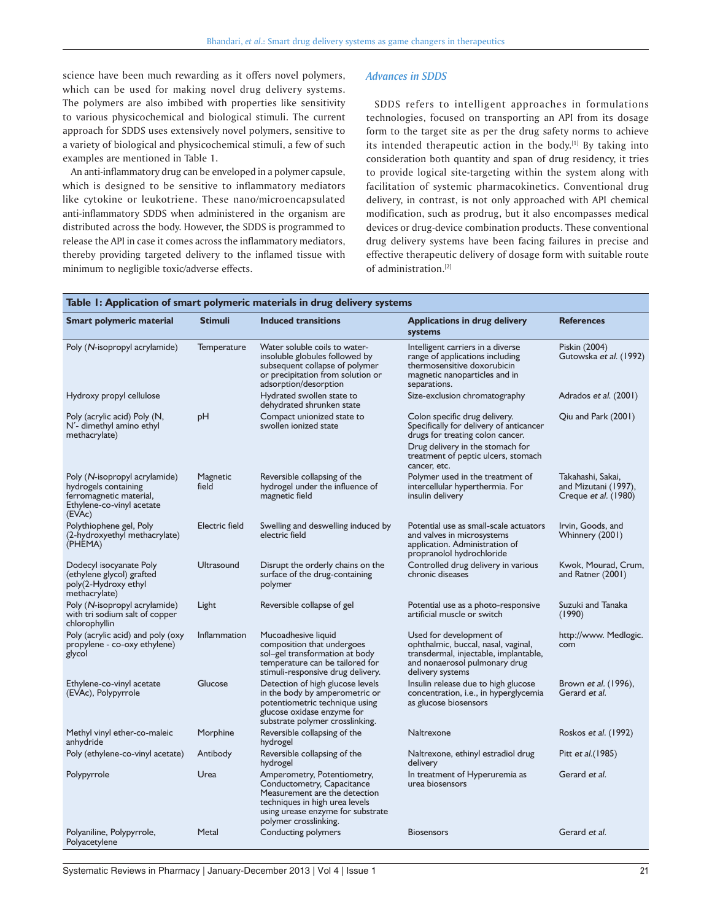science have been much rewarding as it offers novel polymers, which can be used for making novel drug delivery systems. The polymers are also imbibed with properties like sensitivity to various physicochemical and biological stimuli. The current approach for SDDS uses extensively novel polymers, sensitive to a variety of biological and physicochemical stimuli, a few of such examples are mentioned in Table 1.

An anti-inflammatory drug can be enveloped in a polymer capsule, which is designed to be sensitive to inflammatory mediators like cytokine or leukotriene. These nano/microencapsulated anti-inflammatory SDDS when administered in the organism are distributed across the body. However, the SDDS is programmed to release the API in case it comes across the inflammatory mediators, thereby providing targeted delivery to the inflamed tissue with minimum to negligible toxic/adverse effects.

### *Advances in SDDS*

SDDS refers to intelligent approaches in formulations technologies, focused on transporting an API from its dosage form to the target site as per the drug safety norms to achieve its intended therapeutic action in the body.[1] By taking into consideration both quantity and span of drug residency, it tries to provide logical site-targeting within the system along with facilitation of systemic pharmacokinetics. Conventional drug delivery, in contrast, is not only approached with API chemical modification, such as prodrug, but it also encompasses medical devices or drug-device combination products. These conventional drug delivery systems have been facing failures in precise and effective therapeutic delivery of dosage form with suitable route of administration.[2]

**Table 1: Application of smart polymeric materials in drug delivery systems**

| Smart polymeric material | Stimuli | Induced transitions | Applications in drug delivery systems | References |
|---|---|---|---|---|
| Poly (*N*-isopropyl acrylamide) | Temperature | Water soluble coils to water-insoluble globules followed by subsequent collapse of polymer or precipitation from solution or adsorption/desorption | Intelligent carriers in a diverse range of applications including thermosensitive doxorubicin magnetic nanoparticles and in separations. | Piskin (2004) Gutowska *et al.* (1992) |
| Hydroxy propyl cellulose | | Hydrated swollen state to dehydrated shrunken state | Size-exclusion chromatography | Adrados *et al.* (2001) |
| Poly (acrylic acid) Poly (N, N′- dimethyl amino ethyl methacrylate) | pH | Compact unionized state to swollen ionized state | Colon specific drug delivery. Specifically for delivery of anticancer drugs for treating colon cancer. Drug delivery in the stomach for treatment of peptic ulcers, stomach cancer, etc. | Qiu and Park (2001) |
| Poly (*N*-isopropyl acrylamide) hydrogels containing ferromagnetic material, Ethylene-co-vinyl acetate (EVAc) | Magnetic field | Reversible collapsing of the hydrogel under the influence of magnetic field | Polymer used in the treatment of intercellular hyperthermia. For insulin delivery | Takahashi, Sakai, and Mizutani (1997), Creque *et al.* (1980) |
| Polythiophene gel, Poly (2-hydroxyethyl methacrylate) (PHEMA) | Electric field | Swelling and deswelling induced by electric field | Potential use as small-scale actuators and valves in microsystems application. Administration of propranolol hydrochloride | Irvin, Goods, and Whinnery (2001) |
| Dodecyl isocyanate Poly (ethylene glycol) grafted poly(2-Hydroxy ethyl methacrylate) | Ultrasound | Disrupt the orderly chains on the surface of the drug-containing polymer | Controlled drug delivery in various chronic diseases | Kwok, Mourad, Crum, and Ratner (2001) |
| Poly (*N*-isopropyl acrylamide) with tri sodium salt of copper chlorophyllin | Light | Reversible collapse of gel | Potential use as a photo-responsive artificial muscle or switch | Suzuki and Tanaka (1990) |
| Poly (acrylic acid) and poly (oxy propylene - co-oxy ethylene) glycol | Inflammation | Mucoadhesive liquid composition that undergoes sol–gel transformation at body temperature can be tailored for stimuli-responsive drug delivery. | Used for development of ophthalmic, buccal, nasal, vaginal, transdermal, injectable, implantable, and nonaerosol pulmonary drug delivery systems | http://www. Medlogic. com |
| Ethylene-co-vinyl acetate (EVAc), Polypyrrole | Glucose | Detection of high glucose levels in the body by amperometric or potentiometric technique using glucose oxidase enzyme for substrate polymer crosslinking. | Insulin release due to high glucose concentration, i.e., in hyperglycemia as glucose biosensors | Brown *et al.* (1996), Gerard *et al.* |
| Methyl vinyl ether-co-maleic anhydride | Morphine | Reversible collapsing of the hydrogel | Naltrexone | Roskos *et al.* (1992) |
| Poly (ethylene-co-vinyl acetate) | Antibody | Reversible collapsing of the hydrogel | Naltrexone, ethinyl estradiol drug delivery | Pitt *et al.*(1985) |
| Polypyrrole | Urea | Amperometry, Potentiometry, Conductometry, Capacitance Measurement are the detection techniques in high urea levels using urease enzyme for substrate polymer crosslinking. | In treatment of Hyperuremia as urea biosensors | Gerard *et al.* |
| Polyaniline, Polypyrrole, Polyacetylene | Metal | Conducting polymers | Biosensors | Gerard *et al.* |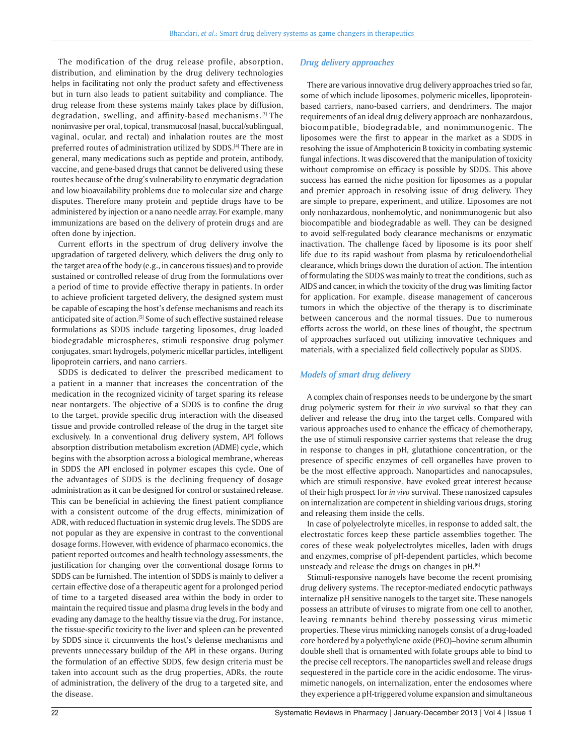The modification of the drug release profile, absorption, distribution, and elimination by the drug delivery technologies helps in facilitating not only the product safety and effectiveness but in turn also leads to patient suitability and compliance. The drug release from these systems mainly takes place by diffusion, degradation, swelling, and affinity-based mechanisms.[3] The noninvasive per oral, topical, transmucosal (nasal, buccal/sublingual, vaginal, ocular, and rectal) and inhalation routes are the most preferred routes of administration utilized by SDDS.[4] There are in general, many medications such as peptide and protein, antibody, vaccine, and gene-based drugs that cannot be delivered using these routes because of the drug's vulnerability to enzymatic degradation and low bioavailability problems due to molecular size and charge disputes. Therefore many protein and peptide drugs have to be administered by injection or a nano needle array. For example, many immunizations are based on the delivery of protein drugs and are often done by injection.

Current efforts in the spectrum of drug delivery involve the upgradation of targeted delivery, which delivers the drug only to the target area of the body (e.g., in cancerous tissues) and to provide sustained or controlled release of drug from the formulations over a period of time to provide effective therapy in patients. In order to achieve proficient targeted delivery, the designed system must be capable of escaping the host's defense mechanisms and reach its anticipated site of action.[5] Some of such effective sustained release formulations as SDDS include targeting liposomes, drug loaded biodegradable microspheres, stimuli responsive drug polymer conjugates, smart hydrogels, polymeric micellar particles, intelligent lipoprotein carriers, and nano carriers.

SDDS is dedicated to deliver the prescribed medicament to a patient in a manner that increases the concentration of the medication in the recognized vicinity of target sparing its release near nontargets. The objective of a SDDS is to confine the drug to the target, provide specific drug interaction with the diseased tissue and provide controlled release of the drug in the target site exclusively. In a conventional drug delivery system, API follows absorption distribution metabolism excretion (ADME) cycle, which begins with the absorption across a biological membrane, whereas in SDDS the API enclosed in polymer escapes this cycle. One of the advantages of SDDS is the declining frequency of dosage administration as it can be designed for control or sustained release. This can be beneficial in achieving the finest patient compliance with a consistent outcome of the drug effects, minimization of ADR, with reduced fluctuation in systemic drug levels. The SDDS are not popular as they are expensive in contrast to the conventional dosage forms. However, with evidence of pharmaco economics, the patient reported outcomes and health technology assessments, the justification for changing over the conventional dosage forms to SDDS can be furnished. The intention of SDDS is mainly to deliver a certain effective dose of a therapeutic agent for a prolonged period of time to a targeted diseased area within the body in order to maintain the required tissue and plasma drug levels in the body and evading any damage to the healthy tissue via the drug. For instance, the tissue-specific toxicity to the liver and spleen can be prevented by SDDS since it circumvents the host's defense mechanisms and prevents unnecessary buildup of the API in these organs. During the formulation of an effective SDDS, few design criteria must be taken into account such as the drug properties, ADRs, the route of administration, the delivery of the drug to a targeted site, and the disease.

### *Drug delivery approaches*

There are various innovative drug delivery approaches tried so far, some of which include liposomes, polymeric micelles, lipoprotein-based carriers, nano-based carriers, and dendrimers. The major requirements of an ideal drug delivery approach are nonhazardous, biocompatible, biodegradable, and nonimmunogenic. The liposomes were the first to appear in the market as a SDDS in resolving the issue of Amphotericin B toxicity in combating systemic fungal infections. It was discovered that the manipulation of toxicity without compromise on efficacy is possible by SDDS. This above success has earned the niche position for liposomes as a popular and premier approach in resolving issue of drug delivery. They are simple to prepare, experiment, and utilize. Liposomes are not only nonhazardous, nonhemolytic, and nonimmunogenic but also biocompatible and biodegradable as well. They can be designed to avoid self-regulated body clearance mechanisms or enzymatic inactivation. The challenge faced by liposome is its poor shelf life due to its rapid washout from plasma by reticuloendothelial clearance, which brings down the duration of action. The intention of formulating the SDDS was mainly to treat the conditions, such as AIDS and cancer, in which the toxicity of the drug was limiting factor for application. For example, disease management of cancerous tumors in which the objective of the therapy is to discriminate between cancerous and the normal tissues. Due to numerous efforts across the world, on these lines of thought, the spectrum of approaches surfaced out utilizing innovative techniques and materials, with a specialized field collectively popular as SDDS.

### *Models of smart drug delivery*

A complex chain of responses needs to be undergone by the smart drug polymeric system for their *in vivo* survival so that they can deliver and release the drug into the target cells. Compared with various approaches used to enhance the efficacy of chemotherapy, the use of stimuli responsive carrier systems that release the drug in response to changes in pH, glutathione concentration, or the presence of specific enzymes of cell organelles have proven to be the most effective approach. Nanoparticles and nanocapsules, which are stimuli responsive, have evoked great interest because of their high prospect for *in vivo* survival. These nanosized capsules on internalization are competent in shielding various drugs, storing and releasing them inside the cells.

In case of polyelectrolyte micelles, in response to added salt, the electrostatic forces keep these particle assemblies together. The cores of these weak polyelectrolytes micelles, laden with drugs and enzymes, comprise of pH-dependent particles, which become unsteady and release the drugs on changes in pH.[6]

Stimuli-responsive nanogels have become the recent promising drug delivery systems. The receptor-mediated endocytic pathways internalize pH sensitive nanogels to the target site. These nanogels possess an attribute of viruses to migrate from one cell to another, leaving remnants behind thereby possessing virus mimetic properties. These virus mimicking nanogels consist of a drug-loaded core bordered by a polyethylene oxide (PEO)–bovine serum albumin double shell that is ornamented with folate groups able to bind to the precise cell receptors. The nanoparticles swell and release drugs sequestered in the particle core in the acidic endosome. The virus-mimetic nanogels, on internalization, enter the endosomes where they experience a pH-triggered volume expansion and simultaneous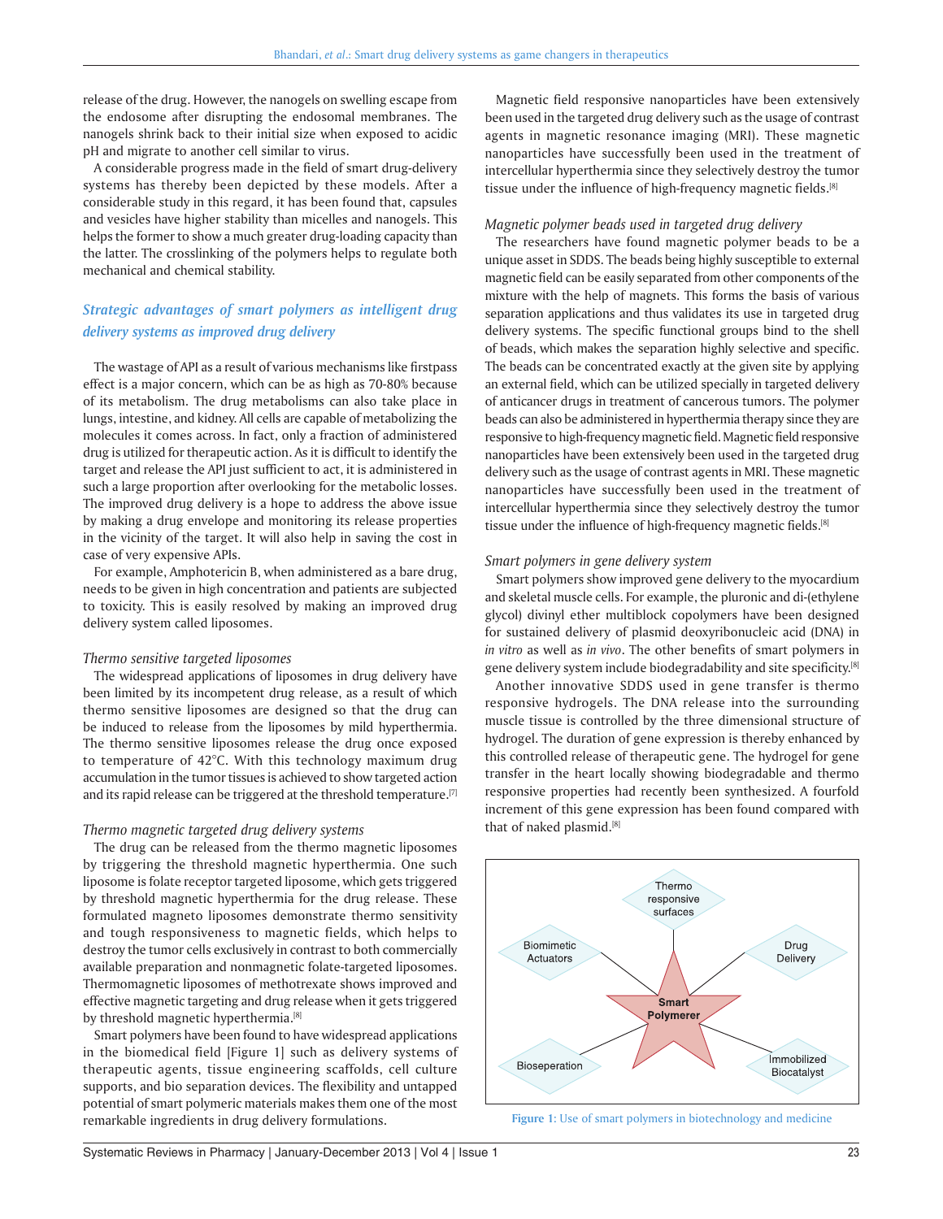release of the drug. However, the nanogels on swelling escape from the endosome after disrupting the endosomal membranes. The nanogels shrink back to their initial size when exposed to acidic pH and migrate to another cell similar to virus.

A considerable progress made in the field of smart drug-delivery systems has thereby been depicted by these models. After a considerable study in this regard, it has been found that, capsules and vesicles have higher stability than micelles and nanogels. This helps the former to show a much greater drug-loading capacity than the latter. The crosslinking of the polymers helps to regulate both mechanical and chemical stability.

## *Strategic advantages of smart polymers as intelligent drug delivery systems as improved drug delivery*

The wastage of API as a result of various mechanisms like firstpass effect is a major concern, which can be as high as 70-80% because of its metabolism. The drug metabolisms can also take place in lungs, intestine, and kidney. All cells are capable of metabolizing the molecules it comes across. In fact, only a fraction of administered drug is utilized for therapeutic action. As it is difficult to identify the target and release the API just sufficient to act, it is administered in such a large proportion after overlooking for the metabolic losses. The improved drug delivery is a hope to address the above issue by making a drug envelope and monitoring its release properties in the vicinity of the target. It will also help in saving the cost in case of very expensive APIs.

For example, Amphotericin B, when administered as a bare drug, needs to be given in high concentration and patients are subjected to toxicity. This is easily resolved by making an improved drug delivery system called liposomes.

### *Thermo sensitive targeted liposomes*

The widespread applications of liposomes in drug delivery have been limited by its incompetent drug release, as a result of which thermo sensitive liposomes are designed so that the drug can be induced to release from the liposomes by mild hyperthermia. The thermo sensitive liposomes release the drug once exposed to temperature of 42°C. With this technology maximum drug accumulation in the tumor tissues is achieved to show targeted action and its rapid release can be triggered at the threshold temperature.[7]

### *Thermo magnetic targeted drug delivery systems*

The drug can be released from the thermo magnetic liposomes by triggering the threshold magnetic hyperthermia. One such liposome is folate receptor targeted liposome, which gets triggered by threshold magnetic hyperthermia for the drug release. These formulated magneto liposomes demonstrate thermo sensitivity and tough responsiveness to magnetic fields, which helps to destroy the tumor cells exclusively in contrast to both commercially available preparation and nonmagnetic folate-targeted liposomes. Thermomagnetic liposomes of methotrexate shows improved and effective magnetic targeting and drug release when it gets triggered by threshold magnetic hyperthermia.[8]

Smart polymers have been found to have widespread applications in the biomedical field [Figure 1] such as delivery systems of therapeutic agents, tissue engineering scaffolds, cell culture supports, and bio separation devices. The flexibility and untapped potential of smart polymeric materials makes them one of the most remarkable ingredients in drug delivery formulations.

Magnetic field responsive nanoparticles have been extensively been used in the targeted drug delivery such as the usage of contrast agents in magnetic resonance imaging (MRI). These magnetic nanoparticles have successfully been used in the treatment of intercellular hyperthermia since they selectively destroy the tumor tissue under the influence of high-frequency magnetic fields.[8]

### *Magnetic polymer beads used in targeted drug delivery*

The researchers have found magnetic polymer beads to be a unique asset in SDDS. The beads being highly susceptible to external magnetic field can be easily separated from other components of the mixture with the help of magnets. This forms the basis of various separation applications and thus validates its use in targeted drug delivery systems. The specific functional groups bind to the shell of beads, which makes the separation highly selective and specific. The beads can be concentrated exactly at the given site by applying an external field, which can be utilized specially in targeted delivery of anticancer drugs in treatment of cancerous tumors. The polymer beads can also be administered in hyperthermia therapy since they are responsive to high-frequency magnetic field. Magnetic field responsive nanoparticles have been extensively been used in the targeted drug delivery such as the usage of contrast agents in MRI. These magnetic nanoparticles have successfully been used in the treatment of intercellular hyperthermia since they selectively destroy the tumor tissue under the influence of high-frequency magnetic fields.[8]

### *Smart polymers in gene delivery system*

Smart polymers show improved gene delivery to the myocardium and skeletal muscle cells. For example, the pluronic and di-(ethylene glycol) divinyl ether multiblock copolymers have been designed for sustained delivery of plasmid deoxyribonucleic acid (DNA) in *in vitro* as well as *in vivo*. The other benefits of smart polymers in gene delivery system include biodegradability and site specificity.[8]

Another innovative SDDS used in gene transfer is thermo responsive hydrogels. The DNA release into the surrounding muscle tissue is controlled by the three dimensional structure of hydrogel. The duration of gene expression is thereby enhanced by this controlled release of therapeutic gene. The hydrogel for gene transfer in the heart locally showing biodegradable and thermo responsive properties had recently been synthesized. A fourfold increment of this gene expression has been found compared with that of naked plasmid.[8]

Smart Polymer: Thermo responsive surfaces; Drug Delivery; Immobilized Biocatalyst; Bioseperation; Biomimetic Actuators

Figure 1: Use of smart polymers in biotechnology and medicine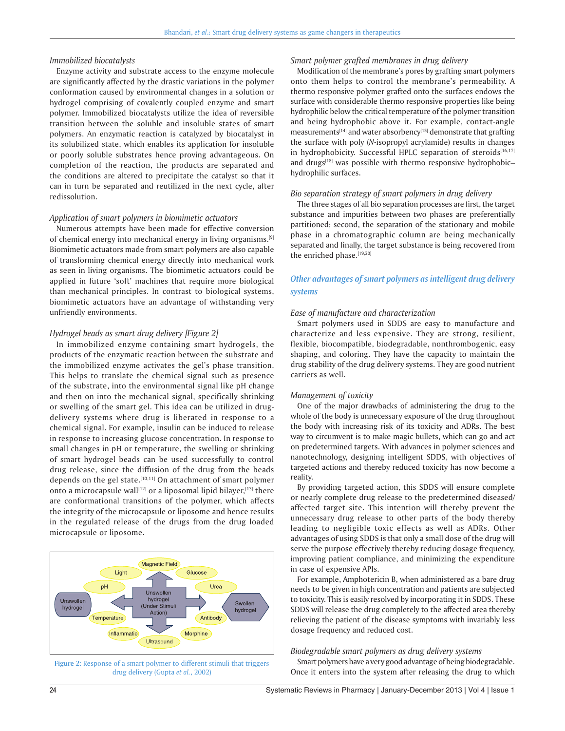### *Immobilized biocatalysts*

Enzyme activity and substrate access to the enzyme molecule are significantly affected by the drastic variations in the polymer conformation caused by environmental changes in a solution or hydrogel comprising of covalently coupled enzyme and smart polymer. Immobilized biocatalysts utilize the idea of reversible transition between the soluble and insoluble states of smart polymers. An enzymatic reaction is catalyzed by biocatalyst in its solubilized state, which enables its application for insoluble or poorly soluble substrates hence proving advantageous. On completion of the reaction, the products are separated and the conditions are altered to precipitate the catalyst so that it can in turn be separated and reutilized in the next cycle, after redissolution.

### *Application of smart polymers in biomimetic actuators*

Numerous attempts have been made for effective conversion of chemical energy into mechanical energy in living organisms.[9] Biomimetic actuators made from smart polymers are also capable of transforming chemical energy directly into mechanical work as seen in living organisms. The biomimetic actuators could be applied in future 'soft' machines that require more biological than mechanical principles. In contrast to biological systems, biomimetic actuators have an advantage of withstanding very unfriendly environments.

### *Hydrogel beads as smart drug delivery [Figure 2]*

In immobilized enzyme containing smart hydrogels, the products of the enzymatic reaction between the substrate and the immobilized enzyme activates the gel's phase transition. This helps to translate the chemical signal such as presence of the substrate, into the environmental signal like pH change and then on into the mechanical signal, specifically shrinking or swelling of the smart gel. This idea can be utilized in drug-delivery systems where drug is liberated in response to a chemical signal. For example, insulin can be induced to release in response to increasing glucose concentration. In response to small changes in pH or temperature, the swelling or shrinking of smart hydrogel beads can be used successfully to control drug release, since the diffusion of the drug from the beads depends on the gel state.[10,11] On attachment of smart polymer onto a microcapsule wall[12] or a liposomal lipid bilayer,[13] there are conformational transitions of the polymer, which affects the integrity of the microcapsule or liposome and hence results in the regulated release of the drugs from the drug loaded microcapsule or liposome.

Figure 2: Response of a smart polymer to different stimuli that triggers drug delivery (Gupta *et al.*, 2002)

### *Smart polymer grafted membranes in drug delivery*

Modification of the membrane's pores by grafting smart polymers onto them helps to control the membrane's permeability. A thermo responsive polymer grafted onto the surfaces endows the surface with considerable thermo responsive properties like being hydrophilic below the critical temperature of the polymer transition and being hydrophobic above it. For example, contact-angle measurements[14] and water absorbency[15] demonstrate that grafting the surface with poly (*N*-isopropyl acrylamide) results in changes in hydrophobicity. Successful HPLC separation of steroids[16,17] and drugs[18] was possible with thermo responsive hydrophobic–hydrophilic surfaces.

### *Bio separation strategy of smart polymers in drug delivery*

The three stages of all bio separation processes are first, the target substance and impurities between two phases are preferentially partitioned; second, the separation of the stationary and mobile phase in a chromatographic column are being mechanically separated and finally, the target substance is being recovered from the enriched phase.[19,20]

## *Other advantages of smart polymers as intelligent drug delivery systems*

### *Ease of manufacture and characterization*

Smart polymers used in SDDS are easy to manufacture and characterize and less expensive. They are strong, resilient, flexible, biocompatible, biodegradable, nonthrombogenic, easy shaping, and coloring. They have the capacity to maintain the drug stability of the drug delivery systems. They are good nutrient carriers as well.

### *Management of toxicity*

One of the major drawbacks of administering the drug to the whole of the body is unnecessary exposure of the drug throughout the body with increasing risk of its toxicity and ADRs. The best way to circumvent is to make magic bullets, which can go and act on predetermined targets. With advances in polymer sciences and nanotechnology, designing intelligent SDDS, with objectives of targeted actions and thereby reduced toxicity has now become a reality.

By providing targeted action, this SDDS will ensure complete or nearly complete drug release to the predetermined diseased/affected target site. This intention will thereby prevent the unnecessary drug release to other parts of the body thereby leading to negligible toxic effects as well as ADRs. Other advantages of using SDDS is that only a small dose of the drug will serve the purpose effectively thereby reducing dosage frequency, improving patient compliance, and minimizing the expenditure in case of expensive APIs.

For example, Amphotericin B, when administered as a bare drug needs to be given in high concentration and patients are subjected to toxicity. This is easily resolved by incorporating it in SDDS. These SDDS will release the drug completely to the affected area thereby relieving the patient of the disease symptoms with invariably less dosage frequency and reduced cost.

### *Biodegradable smart polymers as drug delivery systems*

Smart polymers have a very good advantage of being biodegradable. Once it enters into the system after releasing the drug to which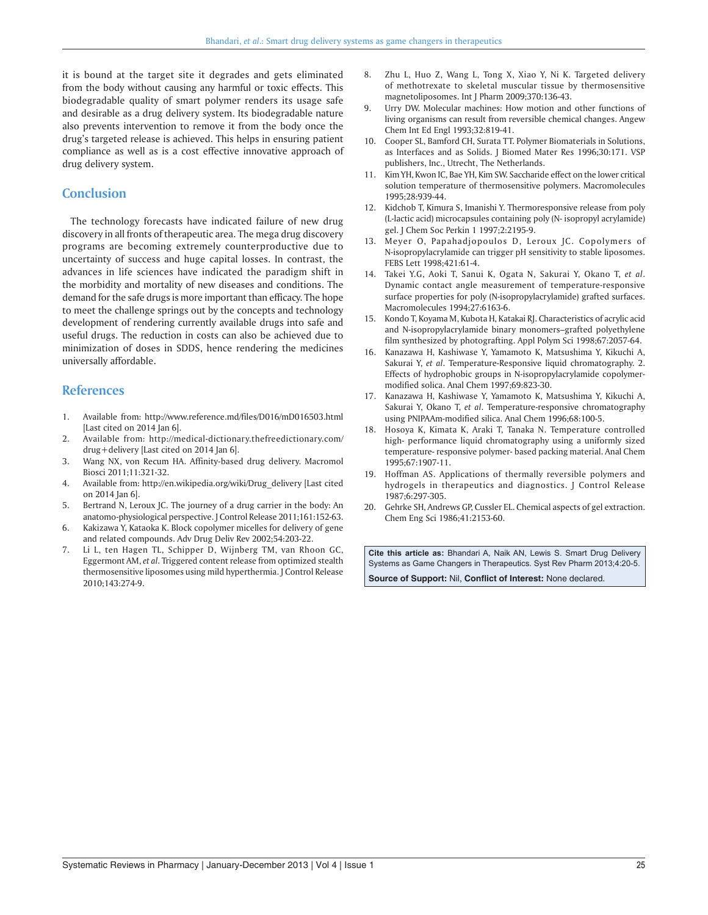it is bound at the target site it degrades and gets eliminated from the body without causing any harmful or toxic effects. This biodegradable quality of smart polymer renders its usage safe and desirable as a drug delivery system. Its biodegradable nature also prevents intervention to remove it from the body once the drug's targeted release is achieved. This helps in ensuring patient compliance as well as is a cost effective innovative approach of drug delivery system.

## Conclusion

The technology forecasts have indicated failure of new drug discovery in all fronts of therapeutic area. The mega drug discovery programs are becoming extremely counterproductive due to uncertainty of success and huge capital losses. In contrast, the advances in life sciences have indicated the paradigm shift in the morbidity and mortality of new diseases and conditions. The demand for the safe drugs is more important than efficacy. The hope to meet the challenge springs out by the concepts and technology development of rendering currently available drugs into safe and useful drugs. The reduction in costs can also be achieved due to minimization of doses in SDDS, hence rendering the medicines universally affordable.

## References

1. Available from: http://www.reference.md/files/D016/mD016503.html [Last cited on 2014 Jan 6].
2. Available from: http://medical-dictionary.thefreedictionary.com/drug+delivery [Last cited on 2014 Jan 6].
3. Wang NX, von Recum HA. Affinity-based drug delivery. Macromol Biosci 2011;11:321-32.
4. Available from: http://en.wikipedia.org/wiki/Drug_delivery [Last cited on 2014 Jan 6].
5. Bertrand N, Leroux JC. The journey of a drug carrier in the body: An anatomo-physiological perspective. J Control Release 2011;161:152-63.
6. Kakizawa Y, Kataoka K. Block copolymer micelles for delivery of gene and related compounds. Adv Drug Deliv Rev 2002;54:203-22.
7. Li L, ten Hagen TL, Schipper D, Wijnberg TM, van Rhoon GC, Eggermont AM, *et al*. Triggered content release from optimized stealth thermosensitive liposomes using mild hyperthermia. J Control Release 2010;143:274-9.
8. Zhu L, Huo Z, Wang L, Tong X, Xiao Y, Ni K. Targeted delivery of methotrexate to skeletal muscular tissue by thermosensitive magnetoliposomes. Int J Pharm 2009;370:136-43.
9. Urry DW. Molecular machines: How motion and other functions of living organisms can result from reversible chemical changes. Angew Chem Int Ed Engl 1993;32:819-41.
10. Cooper SL, Bamford CH, Surata TT. Polymer Biomaterials in Solutions, as Interfaces and as Solids. J Biomed Mater Res 1996;30:171. VSP publishers, Inc., Utrecht, The Netherlands.
11. Kim YH, Kwon IC, Bae YH, Kim SW. Saccharide effect on the lower critical solution temperature of thermosensitive polymers. Macromolecules 1995;28:939-44.
12. Kidchob T, Kimura S, Imanishi Y. Thermoresponsive release from poly (L-lactic acid) microcapsules containing poly (N- isopropyl acrylamide) gel. J Chem Soc Perkin 1 1997;2:2195-9.
13. Meyer O, Papahadjopoulos D, Leroux JC. Copolymers of N-isopropylacrylamide can trigger pH sensitivity to stable liposomes. FEBS Lett 1998;421:61-4.
14. Takei Y.G, Aoki T, Sanui K, Ogata N, Sakurai Y, Okano T, *et al*. Dynamic contact angle measurement of temperature-responsive surface properties for poly (N-isopropylacrylamide) grafted surfaces. Macromolecules 1994;27:6163-6.
15. Kondo T, Koyama M, Kubota H, Katakai RJ. Characteristics of acrylic acid and N-isopropylacrylamide binary monomers–grafted polyethylene film synthesized by photografting. Appl Polym Sci 1998;67:2057-64.
16. Kanazawa H, Kashiwase Y, Yamamoto K, Matsushima Y, Kikuchi A, Sakurai Y, *et al*. Temperature-Responsive liquid chromatography. 2. Effects of hydrophobic groups in N-isopropylacrylamide copolymer-modified solica. Anal Chem 1997;69:823-30.
17. Kanazawa H, Kashiwase Y, Yamamoto K, Matsushima Y, Kikuchi A, Sakurai Y, Okano T, *et al*. Temperature-responsive chromatography using PNIPAAm-modified silica. Anal Chem 1996;68:100-5.
18. Hosoya K, Kimata K, Araki T, Tanaka N. Temperature controlled high- performance liquid chromatography using a uniformly sized temperature- responsive polymer- based packing material. Anal Chem 1995;67:1907-11.
19. Hoffman AS. Applications of thermally reversible polymers and hydrogels in therapeutics and diagnostics. J Control Release 1987;6:297-305.
20. Gehrke SH, Andrews GP, Cussler EL. Chemical aspects of gel extraction. Chem Eng Sci 1986;41:2153-60.

**Cite this article as:** Bhandari A, Naik AN, Lewis S. Smart Drug Delivery Systems as Game Changers in Therapeutics. Syst Rev Pharm 2013;4:20-5.

**Source of Support:** Nil, **Conflict of Interest:** None declared.